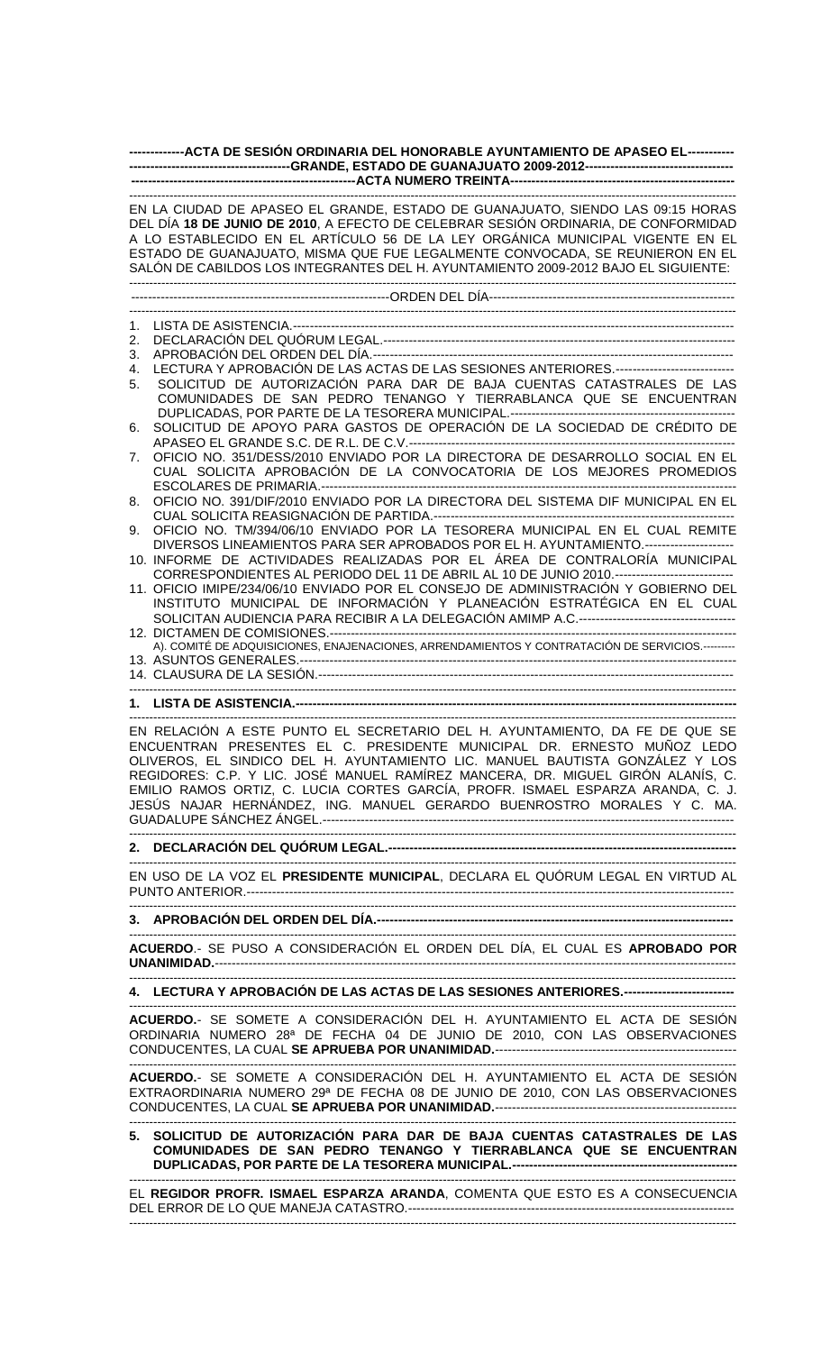**ACTA DE SESIÓN ORDINARIA DEL HONORABLE AYUNTAMIENTO DE APASEO EL GRANDE, ESTADO DE GUANAJUATO 2009-2012**

**ACTA NUMERO TREINTA**

EN LA CIUDAD DE APASEO EL GRANDE, ESTADO DE GUANAJUATO, SIENDO LAS 09:15 HORAS DEL DÍA **18 DE JUNIO DE 2010**, A EFECTO DE CELEBRAR SESIÓN ORDINARIA, DE CONFORMIDAD A LO ESTABLECIDO EN EL ARTÍCULO 56 DE LA LEY ORGÁNICA MUNICIPAL VIGENTE EN EL ESTADO DE GUANAJUATO, MISMA QUE FUE LEGALMENTE CONVOCADA, SE REUNIERON EN EL SALÓN DE CABILDOS LOS INTEGRANTES DEL H. AYUNTAMIENTO 2009-2012 BAJO EL SIGUIENTE:

ORDEN DEL DÍA

1. LISTA DE ASISTENCIA.
2. DECLARACIÓN DEL QUÓRUM LEGAL.
3. APROBACIÓN DEL ORDEN DEL DÍA.
4. LECTURA Y APROBACIÓN DE LAS ACTAS DE LAS SESIONES ANTERIORES.
5. SOLICITUD DE AUTORIZACIÓN PARA DAR DE BAJA CUENTAS CATASTRALES DE LAS COMUNIDADES DE SAN PEDRO TENANGO Y TIERRABLANCA QUE SE ENCUENTRAN DUPLICADAS, POR PARTE DE LA TESORERA MUNICIPAL.
6. SOLICITUD DE APOYO PARA GASTOS DE OPERACIÓN DE LA SOCIEDAD DE CRÉDITO DE APASEO EL GRANDE S.C. DE R.L. DE C.V.
7. OFICIO NO. 351/DESS/2010 ENVIADO POR LA DIRECTORA DE DESARROLLO SOCIAL EN EL CUAL SOLICITA APROBACIÓN DE LA CONVOCATORIA DE LOS MEJORES PROMEDIOS ESCOLARES DE PRIMARIA.
8. OFICIO NO. 391/DIF/2010 ENVIADO POR LA DIRECTORA DEL SISTEMA DIF MUNICIPAL EN EL CUAL SOLICITA REASIGNACIÓN DE PARTIDA.
9. OFICIO NO. TM/394/06/10 ENVIADO POR LA TESORERA MUNICIPAL EN EL CUAL REMITE DIVERSOS LINEAMIENTOS PARA SER APROBADOS POR EL H. AYUNTAMIENTO.
10. INFORME DE ACTIVIDADES REALIZADAS POR EL ÁREA DE CONTRALORÍA MUNICIPAL CORRESPONDIENTES AL PERIODO DEL 11 DE ABRIL AL 10 DE JUNIO 2010.
11. OFICIO IMIPE/234/06/10 ENVIADO POR EL CONSEJO DE ADMINISTRACIÓN Y GOBIERNO DEL INSTITUTO MUNICIPAL DE INFORMACIÓN Y PLANEACIÓN ESTRATÉGICA EN EL CUAL SOLICITAN AUDIENCIA PARA RECIBIR A LA DELEGACIÓN AMIMP A.C.
12. DICTAMEN DE COMISIONES.
    A). COMITÉ DE ADQUISICIONES, ENAJENACIONES, ARRENDAMIENTOS Y CONTRATACIÓN DE SERVICIOS.
13. ASUNTOS GENERALES.
14. CLAUSURA DE LA SESIÓN.

**1. LISTA DE ASISTENCIA.**

EN RELACIÓN A ESTE PUNTO EL SECRETARIO DEL H. AYUNTAMIENTO, DA FE DE QUE SE ENCUENTRAN PRESENTES EL C. PRESIDENTE MUNICIPAL DR. ERNESTO MUÑOZ LEDO OLIVEROS, EL SINDICO DEL H. AYUNTAMIENTO LIC. MANUEL BAUTISTA GONZÁLEZ Y LOS REGIDORES: C.P. Y LIC. JOSÉ MANUEL RAMÍREZ MANCERA, DR. MIGUEL GIRÓN ALANÍS, C. EMILIO RAMOS ORTIZ, C. LUCIA CORTES GARCÍA, PROFR. ISMAEL ESPARZA ARANDA, C. J. JESÚS NAJAR HERNÁNDEZ, ING. MANUEL GERARDO BUENROSTRO MORALES Y C. MA. GUADALUPE SÁNCHEZ ÁNGEL.

**2. DECLARACIÓN DEL QUÓRUM LEGAL.**

EN USO DE LA VOZ EL **PRESIDENTE MUNICIPAL**, DECLARA EL QUÓRUM LEGAL EN VIRTUD AL PUNTO ANTERIOR.

**3. APROBACIÓN DEL ORDEN DEL DÍA.**

**ACUERDO**.- SE PUSO A CONSIDERACIÓN EL ORDEN DEL DÍA, EL CUAL ES **APROBADO POR UNANIMIDAD.**

**4. LECTURA Y APROBACIÓN DE LAS ACTAS DE LAS SESIONES ANTERIORES.**

**ACUERDO.**- SE SOMETE A CONSIDERACIÓN DEL H. AYUNTAMIENTO EL ACTA DE SESIÓN ORDINARIA NUMERO 28ª DE FECHA 04 DE JUNIO DE 2010, CON LAS OBSERVACIONES CONDUCENTES, LA CUAL **SE APRUEBA POR UNANIMIDAD.**

**ACUERDO.**- SE SOMETE A CONSIDERACIÓN DEL H. AYUNTAMIENTO EL ACTA DE SESIÓN EXTRAORDINARIA NUMERO 29ª DE FECHA 08 DE JUNIO DE 2010, CON LAS OBSERVACIONES CONDUCENTES, LA CUAL **SE APRUEBA POR UNANIMIDAD.**

**5. SOLICITUD DE AUTORIZACIÓN PARA DAR DE BAJA CUENTAS CATASTRALES DE LAS COMUNIDADES DE SAN PEDRO TENANGO Y TIERRABLANCA QUE SE ENCUENTRAN DUPLICADAS, POR PARTE DE LA TESORERA MUNICIPAL.**

EL **REGIDOR PROFR. ISMAEL ESPARZA ARANDA**, COMENTA QUE ESTO ES A CONSECUENCIA DEL ERROR DE LO QUE MANEJA CATASTRO.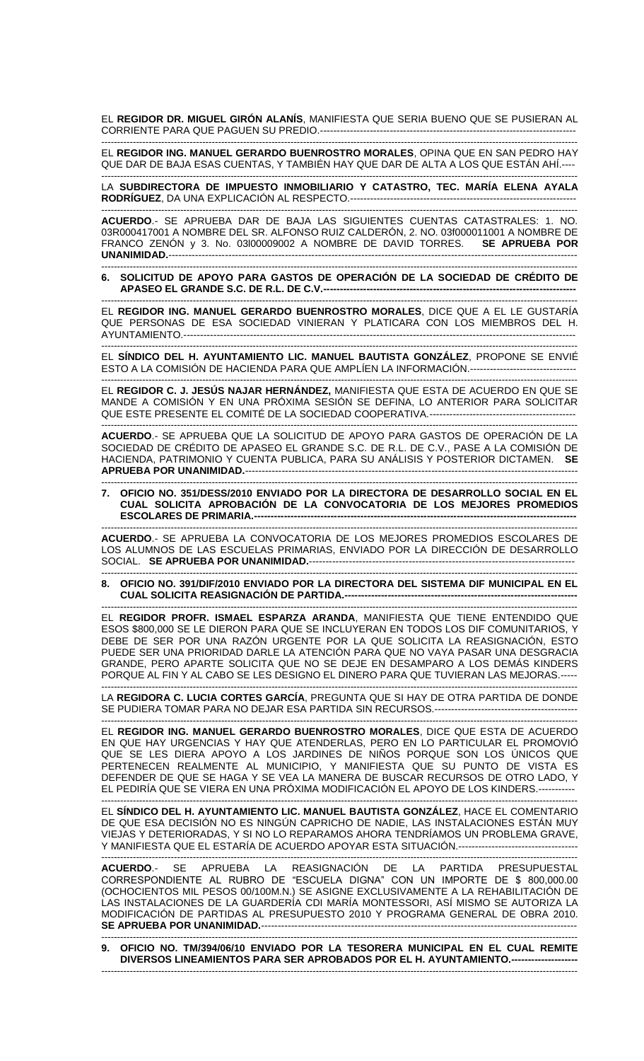EL **REGIDOR DR. MIGUEL GIRÓN ALANÍS**, MANIFIESTA QUE SERIA BUENO QUE SE PUSIERAN AL CORRIENTE PARA QUE PAGUEN SU PREDIO.-----------------------------------------------------------------------------

EL **REGIDOR ING. MANUEL GERARDO BUENROSTRO MORALES**, OPINA QUE EN SAN PEDRO HAY QUE DAR DE BAJA ESAS CUENTAS, Y TAMBIÉN HAY QUE DAR DE ALTA A LOS QUE ESTÁN AHÍ.----

LA **SUBDIRECTORA DE IMPUESTO INMOBILIARIO Y CATASTRO, TEC. MARÍA ELENA AYALA RODRÍGUEZ**, DA UNA EXPLICACIÓN AL RESPECTO.--------------------------------------------------------------------

**ACUERDO**.- SE APRUEBA DAR DE BAJA LAS SIGUIENTES CUENTAS CATASTRALES: 1. NO. 03R000417001 A NOMBRE DEL SR. ALFONSO RUIZ CALDERÓN, 2. NO. 03f000011001 A NOMBRE DE FRANCO ZENÓN y 3. No. 03l00009002 A NOMBRE DE DAVID TORRES. **SE APRUEBA POR UNANIMIDAD.**-----------------------------------------------------------------------------------------------------------------

**6. SOLICITUD DE APOYO PARA GASTOS DE OPERACIÓN DE LA SOCIEDAD DE CRÉDITO DE APASEO EL GRANDE S.C. DE R.L. DE C.V.**----------------------------------------------------------------------------

EL **REGIDOR ING. MANUEL GERARDO BUENROSTRO MORALES**, DICE QUE A EL LE GUSTARÍA QUE PERSONAS DE ESA SOCIEDAD VINIERAN Y PLATICARA CON LOS MIEMBROS DEL H. AYUNTAMIENTO.--------------------------------------------------------------------------------------------------------------

EL **SÍNDICO DEL H. AYUNTAMIENTO LIC. MANUEL BAUTISTA GONZÁLEZ**, PROPONE SE ENVIÉ ESTO A LA COMISIÓN DE HACIENDA PARA QUE AMPLÍEN LA INFORMACIÓN.--------------------------------

EL **REGIDOR C. J. JESÚS NAJAR HERNÁNDEZ,** MANIFIESTA QUE ESTA DE ACUERDO EN QUE SE MANDE A COMISIÓN Y EN UNA PRÓXIMA SESIÓN SE DEFINA, LO ANTERIOR PARA SOLICITAR QUE ESTE PRESENTE EL COMITÉ DE LA SOCIEDAD COOPERATIVA.--------------------------------------------

**ACUERDO**.- SE APRUEBA QUE LA SOLICITUD DE APOYO PARA GASTOS DE OPERACIÓN DE LA SOCIEDAD DE CRÉDITO DE APASEO EL GRANDE S.C. DE R.L. DE C.V., PASE A LA COMISIÓN DE HACIENDA, PATRIMONIO Y CUENTA PUBLICA, PARA SU ANÁLISIS Y POSTERIOR DICTAMEN. **SE APRUEBA POR UNANIMIDAD.**-----------------------------------------------------------------------------------------------------

**7. OFICIO NO. 351/DESS/2010 ENVIADO POR LA DIRECTORA DE DESARROLLO SOCIAL EN EL CUAL SOLICITA APROBACIÓN DE LA CONVOCATORIA DE LOS MEJORES PROMEDIOS ESCOLARES DE PRIMARIA.**---------------------------------------------------------------------------------------------------

**ACUERDO**.- SE APRUEBA LA CONVOCATORIA DE LOS MEJORES PROMEDIOS ESCOLARES DE LOS ALUMNOS DE LAS ESCUELAS PRIMARIAS, ENVIADO POR LA DIRECCIÓN DE DESARROLLO SOCIAL. **SE APRUEBA POR UNANIMIDAD.**-------------------------------------------------------------------------------

**8. OFICIO NO. 391/DIF/2010 ENVIADO POR LA DIRECTORA DEL SISTEMA DIF MUNICIPAL EN EL CUAL SOLICITA REASIGNACIÓN DE PARTIDA.**-----------------------------------------------------------------------

EL **REGIDOR PROFR. ISMAEL ESPARZA ARANDA**, MANIFIESTA QUE TIENE ENTENDIDO QUE ESOS $800,000 SE LE DIERON PARA QUE SE INCLUYERAN EN TODOS LOS DIF COMUNITARIOS, Y DEBE DE SER POR UNA RAZÓN URGENTE POR LA QUE SOLICITA LA REASIGNACIÓN, ESTO PUEDE SER UNA PRIORIDAD DARLE LA ATENCIÓN PARA QUE NO VAYA PASAR UNA DESGRACIA GRANDE, PERO APARTE SOLICITA QUE NO SE DEJE EN DESAMPARO A LOS DEMÁS KINDERS PORQUE AL FIN Y AL CABO SE LES DESIGNO EL DINERO PARA QUE TUVIERAN LAS MEJORAS.-----

LA **REGIDORA C. LUCIA CORTES GARCÍA**, PREGUNTA QUE SI HAY DE OTRA PARTIDA DE DONDE SE PUDIERA TOMAR PARA NO DEJAR ESA PARTIDA SIN RECURSOS.--------------------------------------------

EL **REGIDOR ING. MANUEL GERARDO BUENROSTRO MORALES**, DICE QUE ESTA DE ACUERDO EN QUE HAY URGENCIAS Y HAY QUE ATENDERLAS, PERO EN LO PARTICULAR EL PROMOVIÓ QUE SE LES DIERA APOYO A LOS JARDINES DE NIÑOS PORQUE SON LOS ÚNICOS QUE PERTENECEN REALMENTE AL MUNICIPIO, Y MANIFIESTA QUE SU PUNTO DE VISTA ES DEFENDER DE QUE SE HAGA Y SE VEA LA MANERA DE BUSCAR RECURSOS DE OTRO LADO, Y EL PEDIRÍA QUE SE VIERA EN UNA PRÓXIMA MODIFICACIÓN EL APOYO DE LOS KINDERS.-----------

EL **SÍNDICO DEL H. AYUNTAMIENTO LIC. MANUEL BAUTISTA GONZÁLEZ**, HACE EL COMENTARIO DE QUE ESA DECISIÓN NO ES NINGÚN CAPRICHO DE NADIE, LAS INSTALACIONES ESTÁN MUY VIEJAS Y DETERIORADAS, Y SI NO LO REPARAMOS AHORA TENDRÍAMOS UN PROBLEMA GRAVE, Y MANIFIESTA QUE EL ESTARÍA DE ACUERDO APOYAR ESTA SITUACIÓN.------------------------------------

**ACUERDO**.- SE APRUEBA LA REASIGNACIÓN DE LA PARTIDA PRESUPUESTAL CORRESPONDIENTE AL RUBRO DE "ESCUELA DIGNA" CON UN IMPORTE DE $ 800,000.00 (OCHOCIENTOS MIL PESOS 00/100M.N.) SE ASIGNE EXCLUSIVAMENTE A LA REHABILITACIÓN DE LAS INSTALACIONES DE LA GUARDERÍA CDI MARÍA MONTESSORI, ASÍ MISMO SE AUTORIZA LA MODIFICACIÓN DE PARTIDAS AL PRESUPUESTO 2010 Y PROGRAMA GENERAL DE OBRA 2010. **SE APRUEBA POR UNANIMIDAD.**-----------------------------------------------------------------------------------------------------

**9. OFICIO NO. TM/394/06/10 ENVIADO POR LA TESORERA MUNICIPAL EN EL CUAL REMITE DIVERSOS LINEAMIENTOS PARA SER APROBADOS POR EL H. AYUNTAMIENTO.**--------------------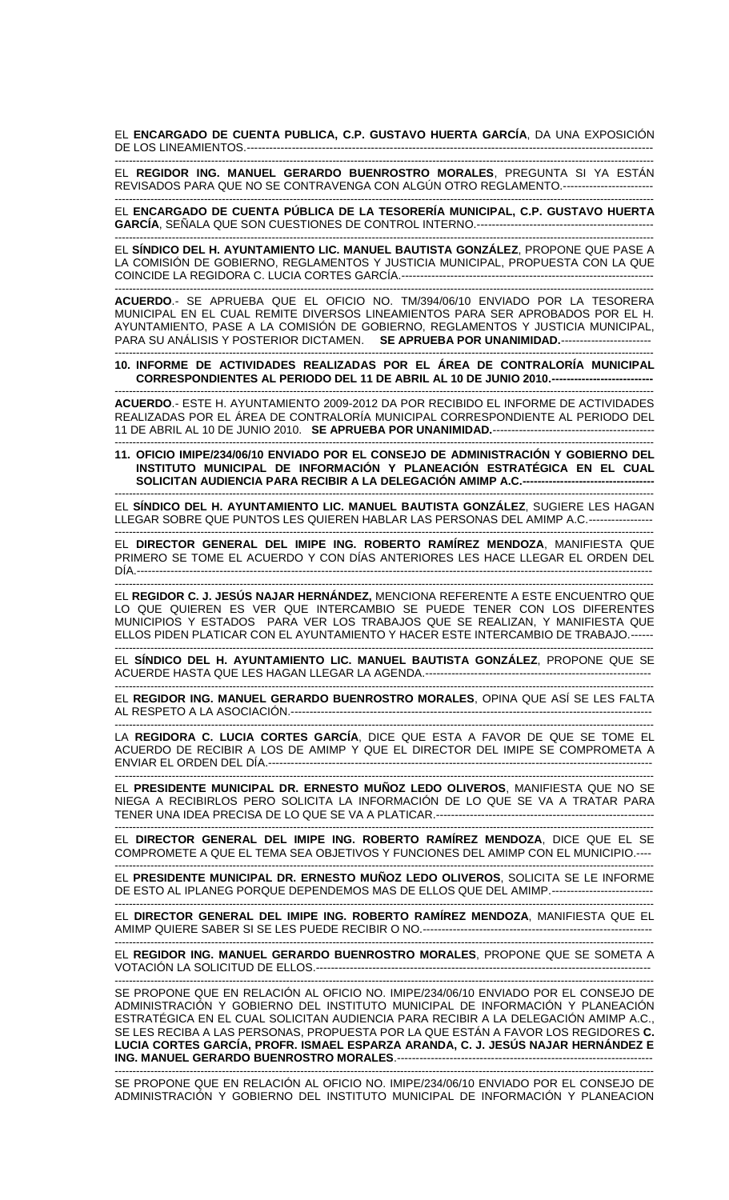EL **ENCARGADO DE CUENTA PUBLICA, C.P. GUSTAVO HUERTA GARCÍA**, DA UNA EXPOSICIÓN DE LOS LINEAMIENTOS.---------------------------------------------------------------------------------------------------------

EL **REGIDOR ING. MANUEL GERARDO BUENROSTRO MORALES**, PREGUNTA SI YA ESTÁN REVISADOS PARA QUE NO SE CONTRAVENGA CON ALGÚN OTRO REGLAMENTO.-----------------------

EL **ENCARGADO DE CUENTA PÚBLICA DE LA TESORERÍA MUNICIPAL, C.P. GUSTAVO HUERTA GARCÍA**, SEÑALA QUE SON CUESTIONES DE CONTROL INTERNO.-----------------------------------------------

EL **SÍNDICO DEL H. AYUNTAMIENTO LIC. MANUEL BAUTISTA GONZÁLEZ**, PROPONE QUE PASE A LA COMISIÓN DE GOBIERNO, REGLAMENTOS Y JUSTICIA MUNICIPAL, PROPUESTA CON LA QUE COINCIDE LA REGIDORA C. LUCIA CORTES GARCÍA.-------------------------------------------------------------------

**ACUERDO**.- SE APRUEBA QUE EL OFICIO NO. TM/394/06/10 ENVIADO POR LA TESORERA MUNICIPAL EN EL CUAL REMITE DIVERSOS LINEAMIENTOS PARA SER APROBADOS POR EL H. AYUNTAMIENTO, PASE A LA COMISIÓN DE GOBIERNO, REGLAMENTOS Y JUSTICIA MUNICIPAL, PARA SU ANÁLISIS Y POSTERIOR DICTAMEN. **SE APRUEBA POR UNANIMIDAD.**------------------------

**10. INFORME DE ACTIVIDADES REALIZADAS POR EL ÁREA DE CONTRALORÍA MUNICIPAL CORRESPONDIENTES AL PERIODO DEL 11 DE ABRIL AL 10 DE JUNIO 2010.---------------------------**

**ACUERDO**.- ESTE H. AYUNTAMIENTO 2009-2012 DA POR RECIBIDO EL INFORME DE ACTIVIDADES REALIZADAS POR EL ÁREA DE CONTRALORÍA MUNICIPAL CORRESPONDIENTE AL PERIODO DEL 11 DE ABRIL AL 10 DE JUNIO 2010. **SE APRUEBA POR UNANIMIDAD.**-------------------------------------------

**11. OFICIO IMIPE/234/06/10 ENVIADO POR EL CONSEJO DE ADMINISTRACIÓN Y GOBIERNO DEL INSTITUTO MUNICIPAL DE INFORMACIÓN Y PLANEACIÓN ESTRATÉGICA EN EL CUAL SOLICITAN AUDIENCIA PARA RECIBIR A LA DELEGACIÓN AMIMP A.C.-----------------------------------**

EL **SÍNDICO DEL H. AYUNTAMIENTO LIC. MANUEL BAUTISTA GONZÁLEZ**, SUGIERE LES HAGAN LLEGAR SOBRE QUE PUNTOS LES QUIEREN HABLAR LAS PERSONAS DEL AMIMP A.C.-----------------

EL **DIRECTOR GENERAL DEL IMIPE ING. ROBERTO RAMÍREZ MENDOZA**, MANIFIESTA QUE PRIMERO SE TOME EL ACUERDO Y CON DÍAS ANTERIORES LES HACE LLEGAR EL ORDEN DEL DÍA.------------------------------------------------------------------------------------------------------------------------------

EL **REGIDOR C. J. JESÚS NAJAR HERNÁNDEZ,** MENCIONA REFERENTE A ESTE ENCUENTRO QUE LO QUE QUIEREN ES VER QUE INTERCAMBIO SE PUEDE TENER CON LOS DIFERENTES MUNICIPIOS Y ESTADOS PARA VER LOS TRABAJOS QUE SE REALIZAN, Y MANIFIESTA QUE ELLOS PIDEN PLATICAR CON EL AYUNTAMIENTO Y HACER ESTE INTERCAMBIO DE TRABAJO.------

EL **SÍNDICO DEL H. AYUNTAMIENTO LIC. MANUEL BAUTISTA GONZÁLEZ**, PROPONE QUE SE ACUERDE HASTA QUE LES HAGAN LLEGAR LA AGENDA.-----------------------------------------------------------

EL **REGIDOR ING. MANUEL GERARDO BUENROSTRO MORALES**, OPINA QUE ASÍ SE LES FALTA AL RESPETO A LA ASOCIACIÓN.----------------------------------------------------------------------------------------

LA **REGIDORA C. LUCIA CORTES GARCÍA**, DICE QUE ESTA A FAVOR DE QUE SE TOME EL ACUERDO DE RECIBIR A LOS DE AMIMP Y QUE EL DIRECTOR DEL IMIPE SE COMPROMETA A ENVIAR EL ORDEN DEL DÍA.-----------------------------------------------------------------------------------------------

EL **PRESIDENTE MUNICIPAL DR. ERNESTO MUÑOZ LEDO OLIVEROS**, MANIFIESTA QUE NO SE NIEGA A RECIBIRLOS PERO SOLICITA LA INFORMACIÓN DE LO QUE SE VA A TRATAR PARA TENER UNA IDEA PRECISA DE LO QUE SE VA A PLATICAR.----------------------------------------------------------

EL **DIRECTOR GENERAL DEL IMIPE ING. ROBERTO RAMÍREZ MENDOZA**, DICE QUE EL SE COMPROMETE A QUE EL TEMA SEA OBJETIVOS Y FUNCIONES DEL AMIMP CON EL MUNICIPIO.----

EL **PRESIDENTE MUNICIPAL DR. ERNESTO MUÑOZ LEDO OLIVEROS**, SOLICITA SE LE INFORME DE ESTO AL IPLANEG PORQUE DEPENDEMOS MAS DE ELLOS QUE DEL AMIMP.--------------------------

EL **DIRECTOR GENERAL DEL IMIPE ING. ROBERTO RAMÍREZ MENDOZA**, MANIFIESTA QUE EL AMIMP QUIERE SABER SI SE LES PUEDE RECIBIR O NO.------------------------------------------------------------

EL **REGIDOR ING. MANUEL GERARDO BUENROSTRO MORALES**, PROPONE QUE SE SOMETA A VOTACIÓN LA SOLICITUD DE ELLOS.---------------------------------------------------------------------------------

SE PROPONE QUE EN RELACIÓN AL OFICIO NO. IMIPE/234/06/10 ENVIADO POR EL CONSEJO DE ADMINISTRACIÓN Y GOBIERNO DEL INSTITUTO MUNICIPAL DE INFORMACIÓN Y PLANEACIÓN ESTRATÉGICA EN EL CUAL SOLICITAN AUDIENCIA PARA RECIBIR A LA DELEGACIÓN AMIMP A.C., SE LES RECIBA A LAS PERSONAS, PROPUESTA POR LA QUE ESTÁN A FAVOR LOS REGIDORES **C. LUCIA CORTES GARCÍA, PROFR. ISMAEL ESPARZA ARANDA, C. J. JESÚS NAJAR HERNÁNDEZ E ING. MANUEL GERARDO BUENROSTRO MORALES**.------------------------------------------------------------------

SE PROPONE QUE EN RELACIÓN AL OFICIO NO. IMIPE/234/06/10 ENVIADO POR EL CONSEJO DE ADMINISTRACIÓN Y GOBIERNO DEL INSTITUTO MUNICIPAL DE INFORMACIÓN Y PLANEACION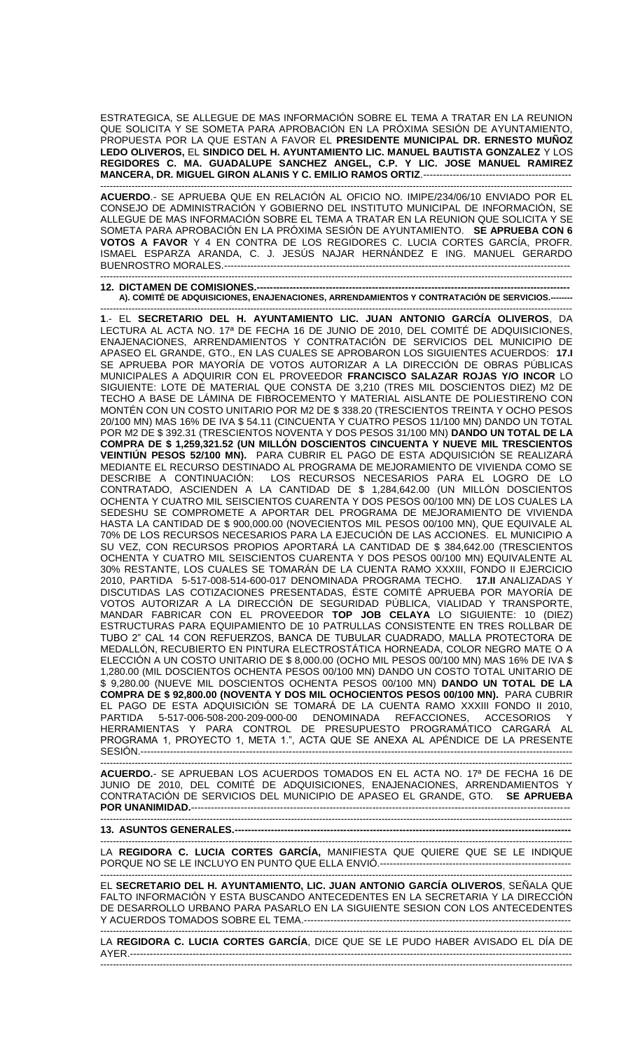ESTRATEGICA, SE ALLEGUE DE MAS INFORMACIÓN SOBRE EL TEMA A TRATAR EN LA REUNION QUE SOLICITA Y SE SOMETA PARA APROBACIÓN EN LA PRÓXIMA SESIÓN DE AYUNTAMIENTO, PROPUESTA POR LA QUE ESTAN A FAVOR EL **PRESIDENTE MUNICIPAL DR. ERNESTO MUÑOZ LEDO OLIVEROS,** EL **SINDICO DEL H. AYUNTAMIENTO LIC. MANUEL BAUTISTA GONZALEZ** Y LOS **REGIDORES C. MA. GUADALUPE SANCHEZ ANGEL, C.P. Y LIC. JOSE MANUEL RAMIREZ MANCERA, DR. MIGUEL GIRON ALANIS Y C. EMILIO RAMOS ORTIZ**.---------------------------------------------

**ACUERDO**.- SE APRUEBA QUE EN RELACIÓN AL OFICIO NO. IMIPE/234/06/10 ENVIADO POR EL CONSEJO DE ADMINISTRACIÓN Y GOBIERNO DEL INSTITUTO MUNICIPAL DE INFORMACIÓN, SE ALLEGUE DE MAS INFORMACIÓN SOBRE EL TEMA A TRATAR EN LA REUNION QUE SOLICITA Y SE SOMETA PARA APROBACIÓN EN LA PRÓXIMA SESIÓN DE AYUNTAMIENTO. **SE APRUEBA CON 6 VOTOS A FAVOR** Y 4 EN CONTRA DE LOS REGIDORES C. LUCIA CORTES GARCÍA, PROFR. ISMAEL ESPARZA ARANDA, C. J. JESÚS NAJAR HERNÁNDEZ E ING. MANUEL GERARDO BUENROSTRO MORALES.-----------------------------------------------------------------------------------------------------

**12. DICTAMEN DE COMISIONES.-------------------------------------------------------------------------------------------**

**A). COMITÉ DE ADQUISICIONES, ENAJENACIONES, ARRENDAMIENTOS Y CONTRATACIÓN DE SERVICIOS.--------**

**1**.- EL **SECRETARIO DEL H. AYUNTAMIENTO LIC. JUAN ANTONIO GARCÍA OLIVEROS**, DA LECTURA AL ACTA NO. 17ª DE FECHA 16 DE JUNIO DE 2010, DEL COMITÉ DE ADQUISICIONES, ENAJENACIONES, ARRENDAMIENTOS Y CONTRATACIÓN DE SERVICIOS DEL MUNICIPIO DE APASEO EL GRANDE, GTO., EN LAS CUALES SE APROBARON LOS SIGUIENTES ACUERDOS: **17.I** SE APRUEBA POR MAYORÍA DE VOTOS AUTORIZAR A LA DIRECCIÓN DE OBRAS PÚBLICAS MUNICIPALES A ADQUIRIR CON EL PROVEEDOR **FRANCISCO SALAZAR ROJAS Y/O INCOR** LO SIGUIENTE: LOTE DE MATERIAL QUE CONSTA DE 3,210 (TRES MIL DOSCIENTOS DIEZ) M2 DE TECHO A BASE DE LÁMINA DE FIBROCEMENTO Y MATERIAL AISLANTE DE POLIESTIRENO CON MONTÉN CON UN COSTO UNITARIO POR M2 DE $ 338.20 (TRESCIENTOS TREINTA Y OCHO PESOS 20/100 MN) MAS 16% DE IVA $ 54.11 (CINCUENTA Y CUATRO PESOS 11/100 MN) DANDO UN TOTAL POR M2 DE $ 392.31 (TRESCIENTOS NOVENTA Y DOS PESOS 31/100 MN) **DANDO UN TOTAL DE LA COMPRA DE $ 1,259,321.52 (UN MILLÓN DOSCIENTOS CINCUENTA Y NUEVE MIL TRESCIENTOS VEINTIÚN PESOS 52/100 MN).** PARA CUBRIR EL PAGO DE ESTA ADQUISICIÓN SE REALIZARÁ MEDIANTE EL RECURSO DESTINADO AL PROGRAMA DE MEJORAMIENTO DE VIVIENDA COMO SE DESCRIBE A CONTINUACIÓN: LOS RECURSOS NECESARIOS PARA EL LOGRO DE LO CONTRATADO, ASCIENDEN A LA CANTIDAD DE $ 1,284,642.00 (UN MILLÓN DOSCIENTOS OCHENTA Y CUATRO MIL SEISCIENTOS CUARENTA Y DOS PESOS 00/100 MN) DE LOS CUALES LA SEDESHU SE COMPROMETE A APORTAR DEL PROGRAMA DE MEJORAMIENTO DE VIVIENDA HASTA LA CANTIDAD DE $ 900,000.00 (NOVECIENTOS MIL PESOS 00/100 MN), QUE EQUIVALE AL 70% DE LOS RECURSOS NECESARIOS PARA LA EJECUCIÓN DE LAS ACCIONES. EL MUNICIPIO A SU VEZ, CON RECURSOS PROPIOS APORTARÁ LA CANTIDAD DE $ 384,642.00 (TRESCIENTOS OCHENTA Y CUATRO MIL SEISCIENTOS CUARENTA Y DOS PESOS 00/100 MN) EQUIVALENTE AL 30% RESTANTE, LOS CUALES SE TOMARÁN DE LA CUENTA RAMO XXXIII, FONDO II EJERCICIO 2010, PARTIDA 5-517-008-514-600-017 DENOMINADA PROGRAMA TECHO. **17.II** ANALIZADAS Y DISCUTIDAS LAS COTIZACIONES PRESENTADAS, ÉSTE COMITÉ APRUEBA POR MAYORÍA DE VOTOS AUTORIZAR A LA DIRECCIÓN DE SEGURIDAD PÚBLICA, VIALIDAD Y TRANSPORTE, MANDAR FABRICAR CON EL PROVEEDOR **TOP JOB CELAYA** LO SIGUIENTE: 10 (DIEZ) ESTRUCTURAS PARA EQUIPAMIENTO DE 10 PATRULLAS CONSISTENTE EN TRES ROLLBAR DE TUBO 2" CAL 14 CON REFUERZOS, BANCA DE TUBULAR CUADRADO, MALLA PROTECTORA DE MEDALLÓN, RECUBIERTO EN PINTURA ELECTROSTÁTICA HORNEADA, COLOR NEGRO MATE O A ELECCIÓN A UN COSTO UNITARIO DE $ 8,000.00 (OCHO MIL PESOS 00/100 MN) MAS 16% DE IVA $ 1,280.00 (MIL DOSCIENTOS OCHENTA PESOS 00/100 MN) DANDO UN COSTO TOTAL UNITARIO DE $ 9,280.00 (NUEVE MIL DOSCIENTOS OCHENTA PESOS 00/100 MN) **DANDO UN TOTAL DE LA COMPRA DE $ 92,800.00 (NOVENTA Y DOS MIL OCHOCIENTOS PESOS 00/100 MN).** PARA CUBRIR EL PAGO DE ESTA ADQUISICIÓN SE TOMARÁ DE LA CUENTA RAMO XXXIII FONDO II 2010, PARTIDA 5-517-006-508-200-209-000-00 DENOMINADA REFACCIONES, ACCESORIOS Y HERRAMIENTAS Y PARA CONTROL DE PRESUPUESTO PROGRAMÁTICO CARGARÁ AL PROGRAMA 1, PROYECTO 1, META 1.", ACTA QUE SE ANEXA AL APÉNDICE DE LA PRESENTE SESIÓN.----------------------------------------------------------------------------------------------------------------------------

**ACUERDO.**- SE APRUEBAN LOS ACUERDOS TOMADOS EN EL ACTA NO. 17ª DE FECHA 16 DE JUNIO DE 2010, DEL COMITÉ DE ADQUISICIONES, ENAJENACIONES, ARRENDAMIENTOS Y CONTRATACIÓN DE SERVICIOS DEL MUNICIPIO DE APASEO EL GRANDE, GTO. **SE APRUEBA POR UNANIMIDAD.**--------------------------------------------------------------------------------------------------------------

**13. ASUNTOS GENERALES.------------------------------------------------------------------------------------------------**

LA **REGIDORA C. LUCIA CORTES GARCÍA,** MANIFIESTA QUE QUIERE QUE SE LE INDIQUE PORQUE NO SE LE INCLUYO EN PUNTO QUE ELLA ENVIÓ.----------------------------------------------------------

EL **SECRETARIO DEL H. AYUNTAMIENTO, LIC. JUAN ANTONIO GARCÍA OLIVEROS**, SEÑALA QUE FALTO INFORMACIÓN Y ESTA BUSCANDO ANTECEDENTES EN LA SECRETARIA Y LA DIRECCIÓN DE DESARROLLO URBANO PARA PASARLO EN LA SIGUIENTE SESION CON LOS ANTECEDENTES Y ACUERDOS TOMADOS SOBRE EL TEMA.---------------------------------------------------------------------------------

LA **REGIDORA C. LUCIA CORTES GARCÍA**, DICE QUE SE LE PUDO HABER AVISADO EL DÍA DE AYER.-------------------------------------------------------------------------------------------------------------------------------------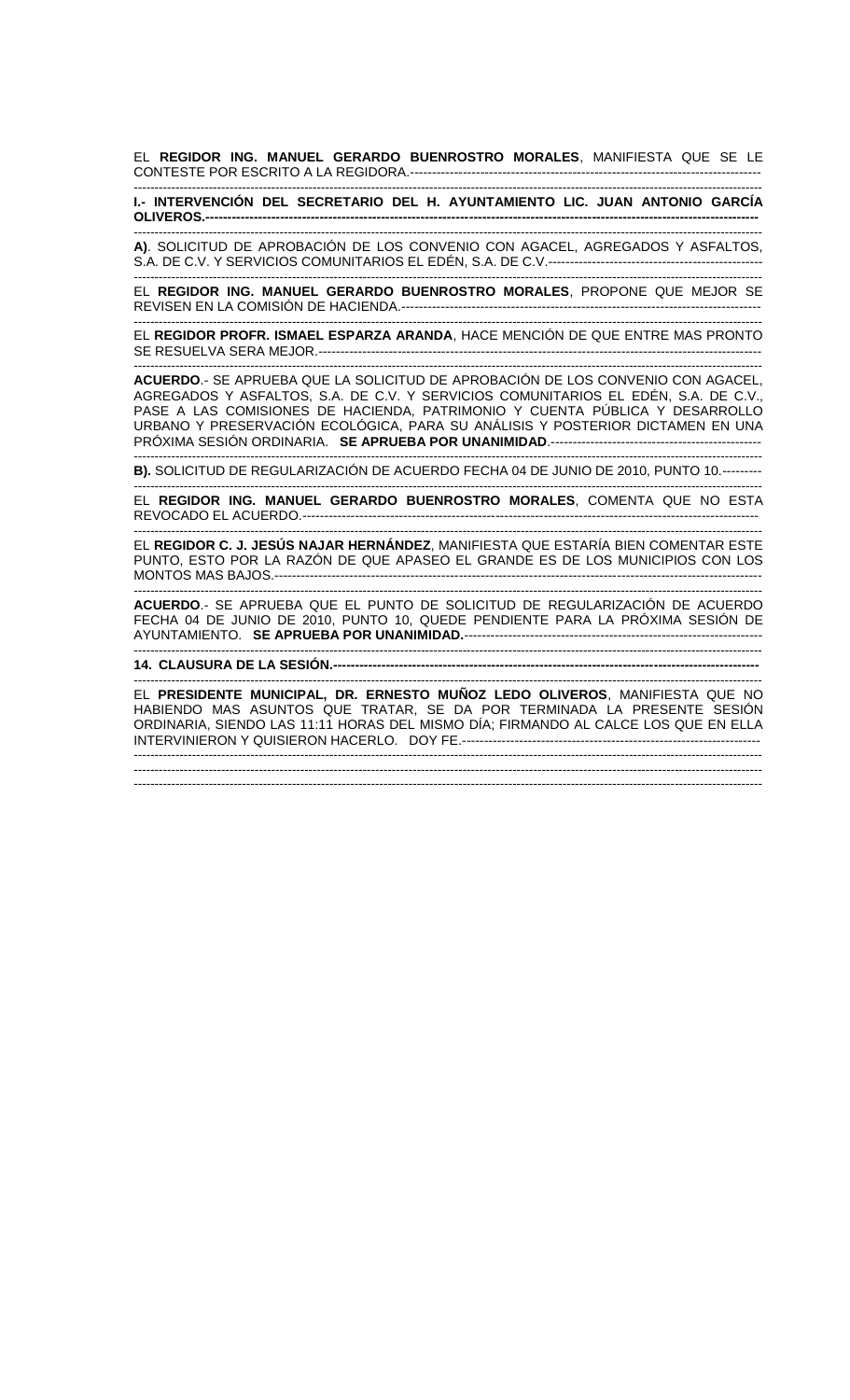EL **REGIDOR ING. MANUEL GERARDO BUENROSTRO MORALES**, MANIFIESTA QUE SE LE CONTESTE POR ESCRITO A LA REGIDORA.------------------------------------------------------------------------------

---

**I.- INTERVENCIÓN DEL SECRETARIO DEL H. AYUNTAMIENTO LIC. JUAN ANTONIO GARCÍA OLIVEROS.------------------------------------------------------------------------------------------------------------------**

---

**A)**. SOLICITUD DE APROBACIÓN DE LOS CONVENIO CON AGACEL, AGREGADOS Y ASFALTOS, S.A. DE C.V. Y SERVICIOS COMUNITARIOS EL EDÉN, S.A. DE C.V.-------------------------------------------------

---

EL **REGIDOR ING. MANUEL GERARDO BUENROSTRO MORALES**, PROPONE QUE MEJOR SE REVISEN EN LA COMISIÓN DE HACIENDA.---------------------------------------------------------------------------------

---

EL **REGIDOR PROFR. ISMAEL ESPARZA ARANDA**, HACE MENCIÓN DE QUE ENTRE MAS PRONTO SE RESUELVA SERA MEJOR.------------------------------------------------------------------------------------------------

---

**ACUERDO**.- SE APRUEBA QUE LA SOLICITUD DE APROBACIÓN DE LOS CONVENIO CON AGACEL, AGREGADOS Y ASFALTOS, S.A. DE C.V. Y SERVICIOS COMUNITARIOS EL EDÉN, S.A. DE C.V., PASE A LAS COMISIONES DE HACIENDA, PATRIMONIO Y CUENTA PÚBLICA Y DESARROLLO URBANO Y PRESERVACIÓN ECOLÓGICA, PARA SU ANÁLISIS Y POSTERIOR DICTAMEN EN UNA PRÓXIMA SESIÓN ORDINARIA. **SE APRUEBA POR UNANIMIDAD**.------------------------------------------------

---

**B).** SOLICITUD DE REGULARIZACIÓN DE ACUERDO FECHA 04 DE JUNIO DE 2010, PUNTO 10.---------

---

EL **REGIDOR ING. MANUEL GERARDO BUENROSTRO MORALES**, COMENTA QUE NO ESTA REVOCADO EL ACUERDO.-----------------------------------------------------------------------------------------------------

---

EL **REGIDOR C. J. JESÚS NAJAR HERNÁNDEZ**, MANIFIESTA QUE ESTARÍA BIEN COMENTAR ESTE PUNTO, ESTO POR LA RAZÓN DE QUE APASEO EL GRANDE ES DE LOS MUNICIPIOS CON LOS MONTOS MAS BAJOS.------------------------------------------------------------------------------------------------------------

---

**ACUERDO**.- SE APRUEBA QUE EL PUNTO DE SOLICITUD DE REGULARIZACIÓN DE ACUERDO FECHA 04 DE JUNIO DE 2010, PUNTO 10, QUEDE PENDIENTE PARA LA PRÓXIMA SESIÓN DE AYUNTAMIENTO. **SE APRUEBA POR UNANIMIDAD.**-------------------------------------------------------------------

---

**14. CLAUSURA DE LA SESIÓN.---------------------------------------------------------------------------------------------**

---

EL **PRESIDENTE MUNICIPAL, DR. ERNESTO MUÑOZ LEDO OLIVEROS**, MANIFIESTA QUE NO HABIENDO MAS ASUNTOS QUE TRATAR, SE DA POR TERMINADA LA PRESENTE SESIÓN ORDINARIA, SIENDO LAS 11:11 HORAS DEL MISMO DÍA; FIRMANDO AL CALCE LOS QUE EN ELLA INTERVINIERON Y QUISIERON HACERLO. DOY FE.-------------------------------------------------------------------

---